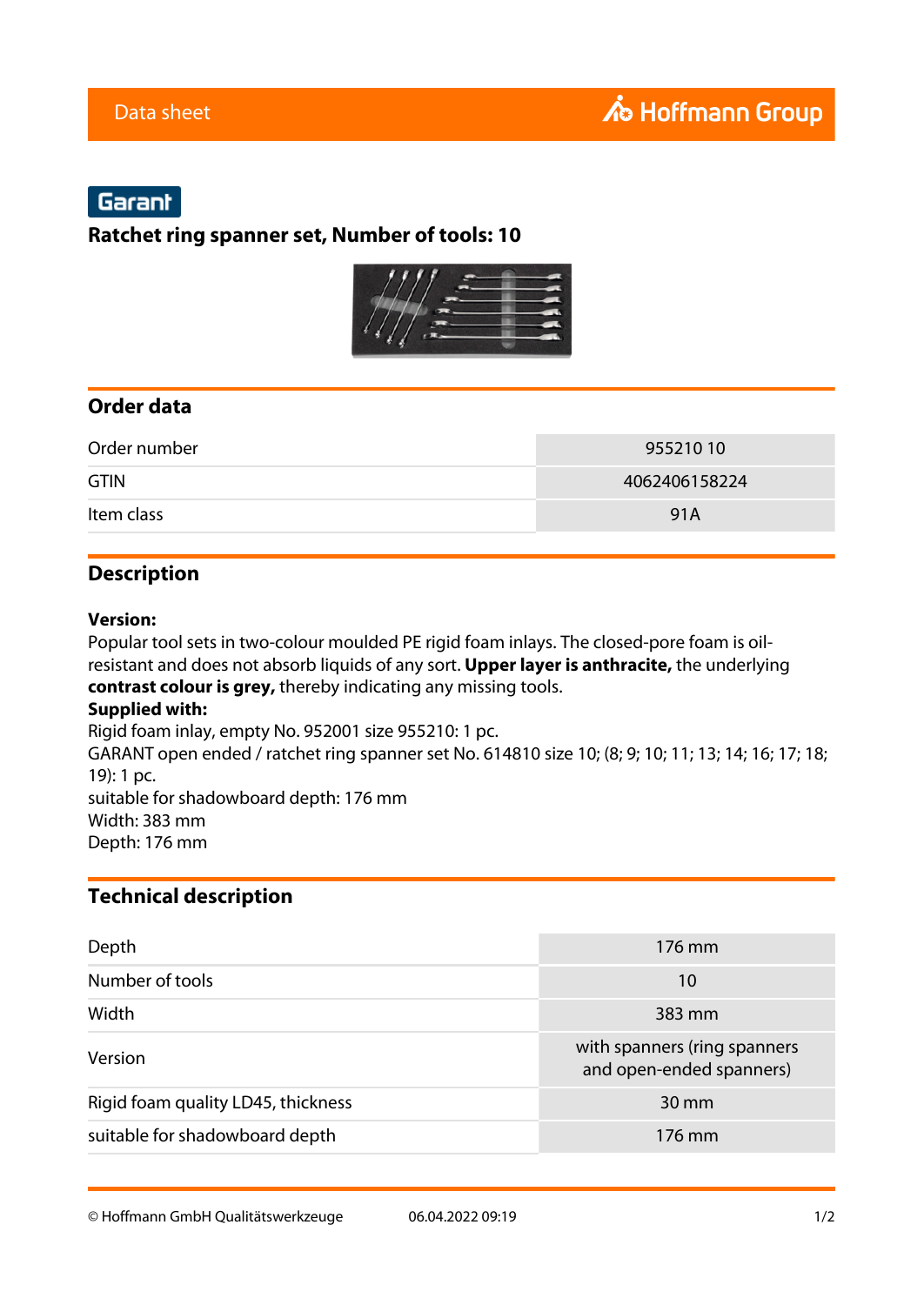Data sheet

Garant

# Ratchet ring spanner set, Number of tools: 10

## Order data

| | |
|---|---|
| Order number | 955210 10 |
| GTIN | 4062406158224 |
| Item class | 91A |

## Description

**Version:**
Popular tool sets in two-colour moulded PE rigid foam inlays. The closed-pore foam is oil-resistant and does not absorb liquids of any sort. **Upper layer is anthracite,** the underlying **contrast colour is grey,** thereby indicating any missing tools.
**Supplied with:**
Rigid foam inlay, empty No. 952001 size 955210: 1 pc.
GARANT open ended / ratchet ring spanner set No. 614810 size 10; (8; 9; 10; 11; 13; 14; 16; 17; 18; 19): 1 pc.
suitable for shadowboard depth: 176 mm
Width: 383 mm
Depth: 176 mm

## Technical description

| | |
|---|---|
| Depth | 176 mm |
| Number of tools | 10 |
| Width | 383 mm |
| Version | with spanners (ring spanners and open-ended spanners) |
| Rigid foam quality LD45, thickness | 30 mm |
| suitable for shadowboard depth | 176 mm |

© Hoffmann GmbH Qualitätswerkzeuge 06.04.2022 09:19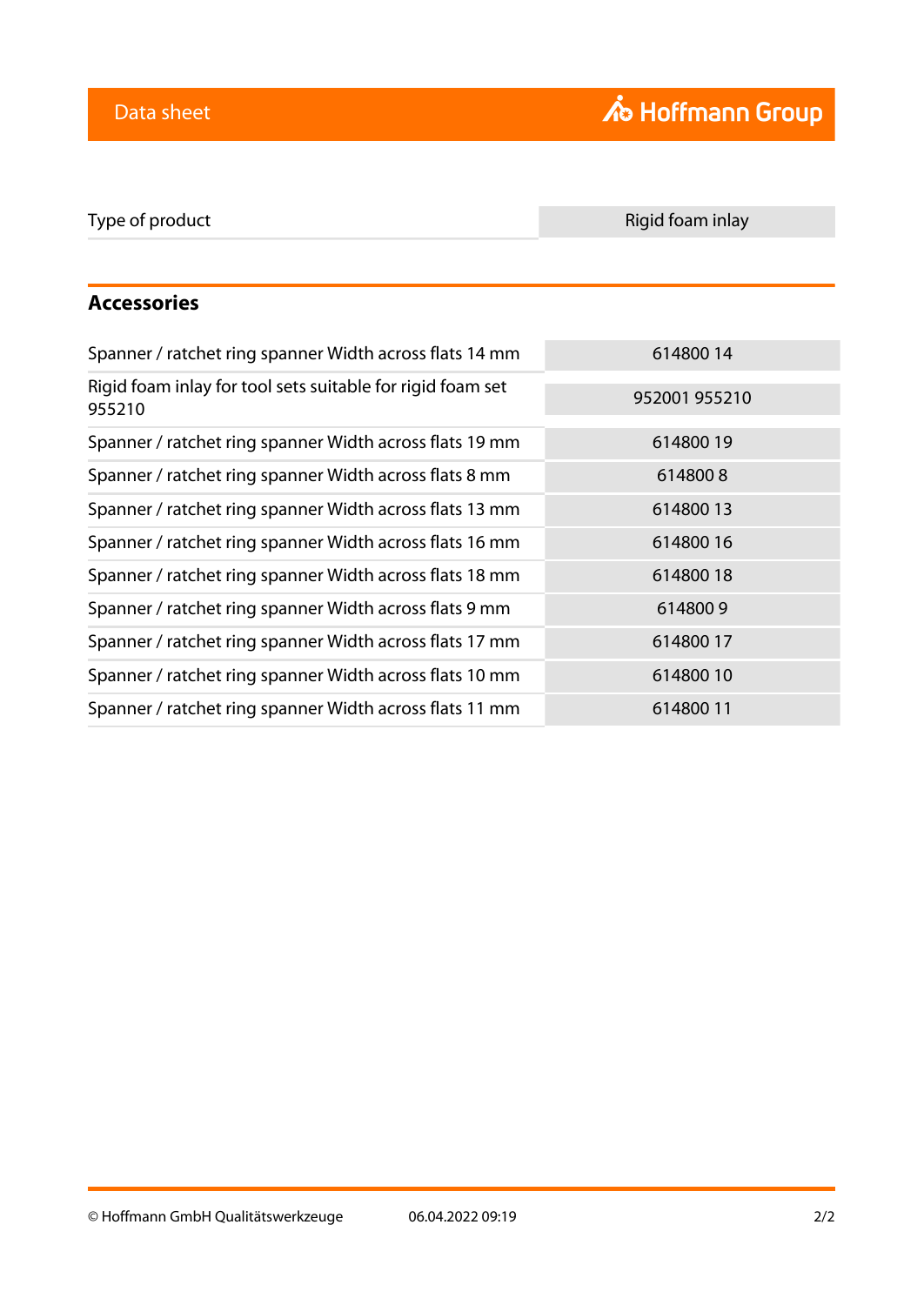| | |
|---|---|
| Type of product | Rigid foam inlay |

## Accessories

| | |
|---|---|
| Spanner / ratchet ring spanner Width across flats 14 mm | 614800 14 |
| Rigid foam inlay for tool sets suitable for rigid foam set 955210 | 952001 955210 |
| Spanner / ratchet ring spanner Width across flats 19 mm | 614800 19 |
| Spanner / ratchet ring spanner Width across flats 8 mm | 614800 8 |
| Spanner / ratchet ring spanner Width across flats 13 mm | 614800 13 |
| Spanner / ratchet ring spanner Width across flats 16 mm | 614800 16 |
| Spanner / ratchet ring spanner Width across flats 18 mm | 614800 18 |
| Spanner / ratchet ring spanner Width across flats 9 mm | 614800 9 |
| Spanner / ratchet ring spanner Width across flats 17 mm | 614800 17 |
| Spanner / ratchet ring spanner Width across flats 10 mm | 614800 10 |
| Spanner / ratchet ring spanner Width across flats 11 mm | 614800 11 |